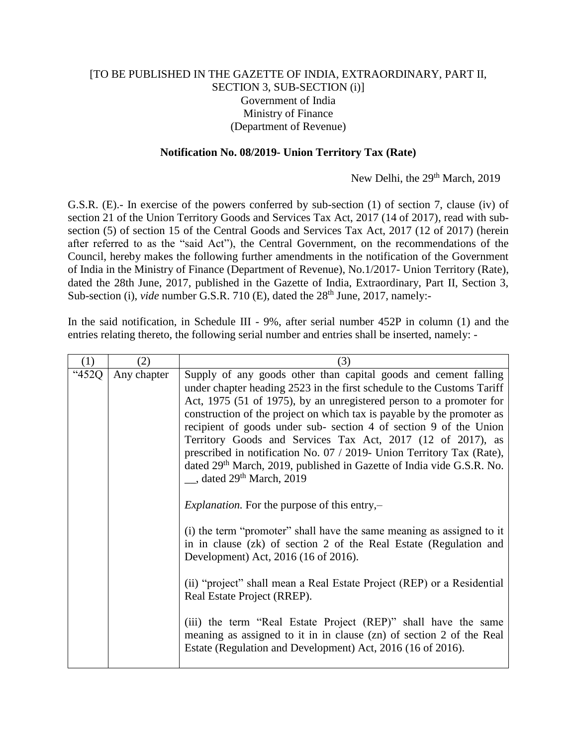[TO BE PUBLISHED IN THE GAZETTE OF INDIA, EXTRAORDINARY, PART II, SECTION 3, SUB-SECTION (i)]
Government of India
Ministry of Finance
(Department of Revenue)

**Notification No. 08/2019- Union Territory Tax (Rate)**

New Delhi, the 29th March, 2019

G.S.R. (E).- In exercise of the powers conferred by sub-section (1) of section 7, clause (iv) of section 21 of the Union Territory Goods and Services Tax Act, 2017 (14 of 2017), read with sub-section (5) of section 15 of the Central Goods and Services Tax Act, 2017 (12 of 2017) (herein after referred to as the "said Act"), the Central Government, on the recommendations of the Council, hereby makes the following further amendments in the notification of the Government of India in the Ministry of Finance (Department of Revenue), No.1/2017- Union Territory (Rate), dated the 28th June, 2017, published in the Gazette of India, Extraordinary, Part II, Section 3, Sub-section (i), *vide* number G.S.R. 710 (E), dated the 28th June, 2017, namely:-

In the said notification, in Schedule III - 9%, after serial number 452P in column (1) and the entries relating thereto, the following serial number and entries shall be inserted, namely: -

| (1) | (2) | (3) |
|---|---|---|
| "452Q | Any chapter | Supply of any goods other than capital goods and cement falling under chapter heading 2523 in the first schedule to the Customs Tariff Act, 1975 (51 of 1975), by an unregistered person to a promoter for construction of the project on which tax is payable by the promoter as recipient of goods under sub- section 4 of section 9 of the Union Territory Goods and Services Tax Act, 2017 (12 of 2017), as prescribed in notification No. 07 / 2019- Union Territory Tax (Rate), dated 29th March, 2019, published in Gazette of India vide G.S.R. No. __, dated 29th March, 2019<br><br>*Explanation.* For the purpose of this entry,–<br><br>(i) the term "promoter" shall have the same meaning as assigned to it in in clause (zk) of section 2 of the Real Estate (Regulation and Development) Act, 2016 (16 of 2016).<br><br>(ii) "project" shall mean a Real Estate Project (REP) or a Residential Real Estate Project (RREP).<br><br>(iii) the term "Real Estate Project (REP)" shall have the same meaning as assigned to it in in clause (zn) of section 2 of the Real Estate (Regulation and Development) Act, 2016 (16 of 2016). |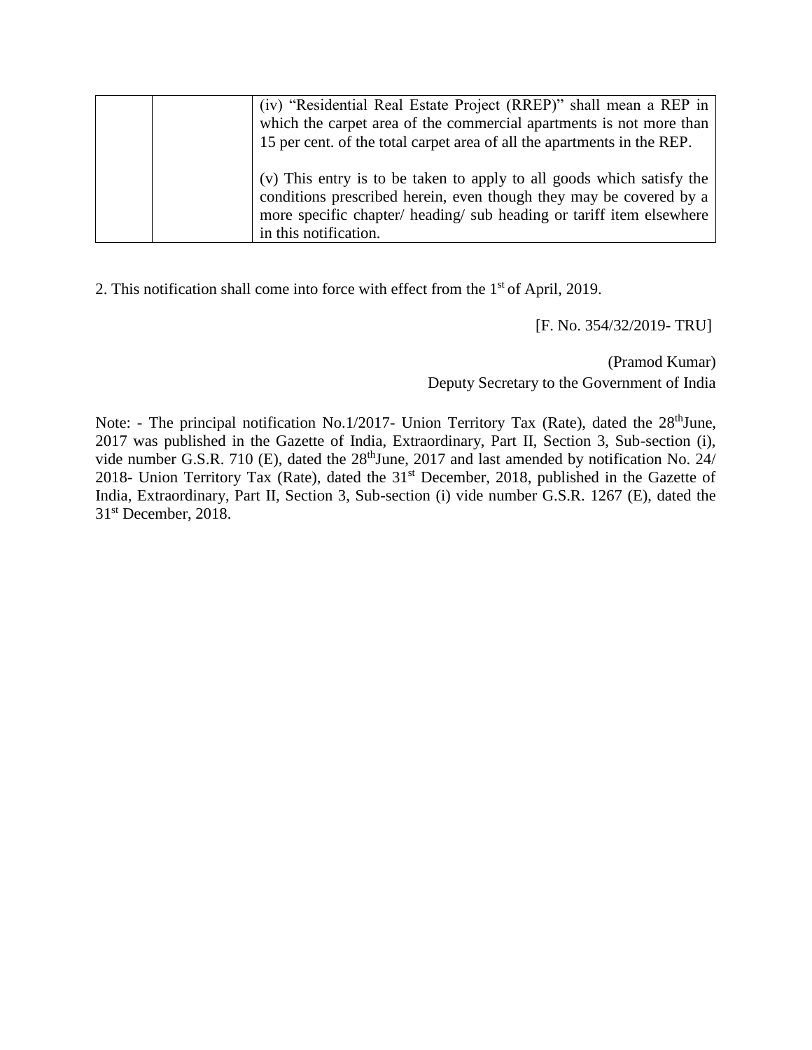| | | |
|---|---|---|
| | | (iv) "Residential Real Estate Project (RREP)" shall mean a REP in which the carpet area of the commercial apartments is not more than 15 per cent. of the total carpet area of all the apartments in the REP.<br><br>(v) This entry is to be taken to apply to all goods which satisfy the conditions prescribed herein, even though they may be covered by a more specific chapter/ heading/ sub heading or tariff item elsewhere in this notification. |

2. This notification shall come into force with effect from the 1st of April, 2019.

[F. No. 354/32/2019- TRU]

(Pramod Kumar)
Deputy Secretary to the Government of India

Note: - The principal notification No.1/2017- Union Territory Tax (Rate), dated the 28th June, 2017 was published in the Gazette of India, Extraordinary, Part II, Section 3, Sub-section (i), vide number G.S.R. 710 (E), dated the 28th June, 2017 and last amended by notification No. 24/ 2018- Union Territory Tax (Rate), dated the 31st December, 2018, published in the Gazette of India, Extraordinary, Part II, Section 3, Sub-section (i) vide number G.S.R. 1267 (E), dated the 31st December, 2018.